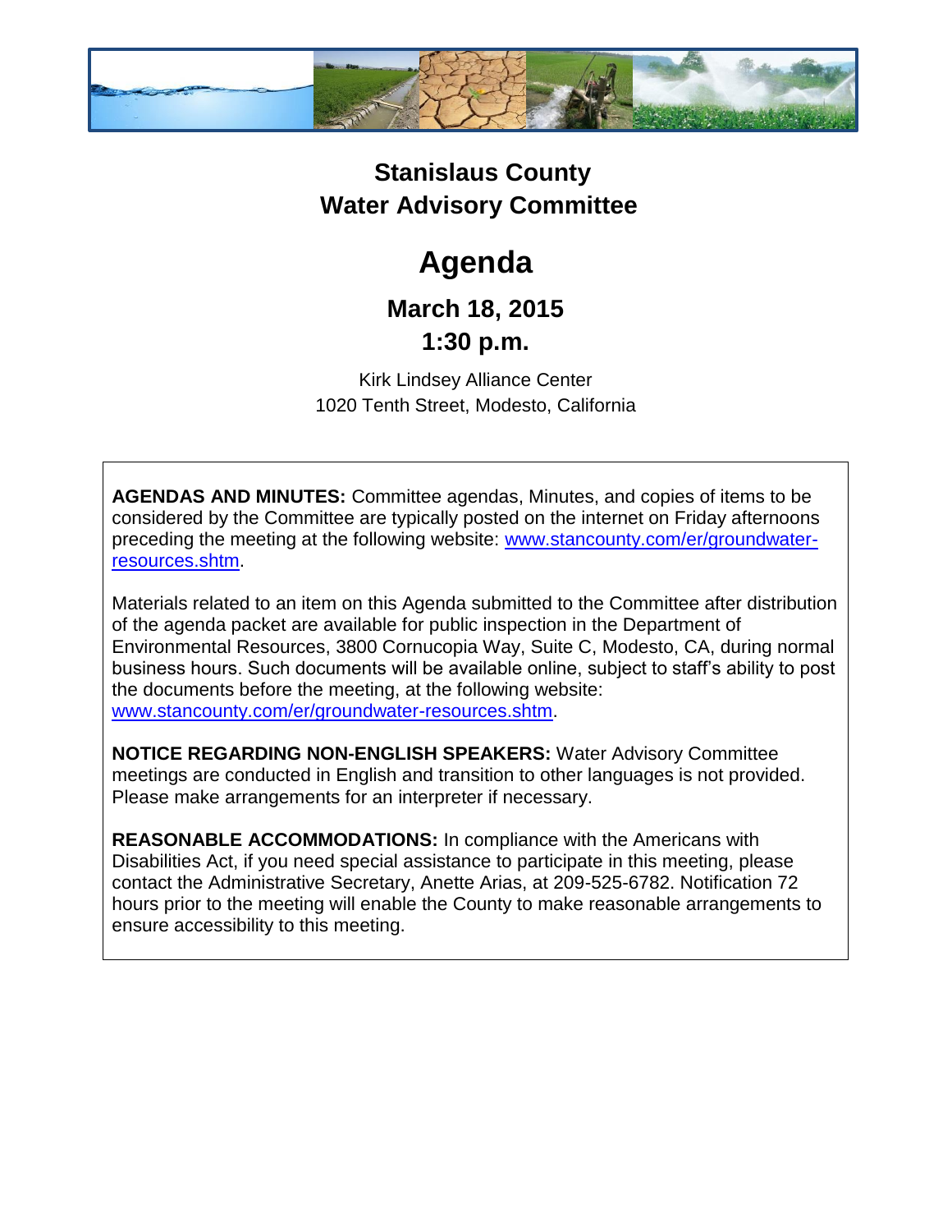# Stanislaus County
# Water Advisory Committee

# Agenda

## March 18, 2015
## 1:30 p.m.

Kirk Lindsey Alliance Center
1020 Tenth Street, Modesto, California

**AGENDAS AND MINUTES:** Committee agendas, Minutes, and copies of items to be considered by the Committee are typically posted on the internet on Friday afternoons preceding the meeting at the following website: [www.stancounty.com/er/groundwater-resources.shtm](www.stancounty.com/er/groundwater-resources.shtm).

Materials related to an item on this Agenda submitted to the Committee after distribution of the agenda packet are available for public inspection in the Department of Environmental Resources, 3800 Cornucopia Way, Suite C, Modesto, CA, during normal business hours. Such documents will be available online, subject to staff's ability to post the documents before the meeting, at the following website: [www.stancounty.com/er/groundwater-resources.shtm](www.stancounty.com/er/groundwater-resources.shtm).

**NOTICE REGARDING NON-ENGLISH SPEAKERS:** Water Advisory Committee meetings are conducted in English and transition to other languages is not provided. Please make arrangements for an interpreter if necessary.

**REASONABLE ACCOMMODATIONS:** In compliance with the Americans with Disabilities Act, if you need special assistance to participate in this meeting, please contact the Administrative Secretary, Anette Arias, at 209-525-6782. Notification 72 hours prior to the meeting will enable the County to make reasonable arrangements to ensure accessibility to this meeting.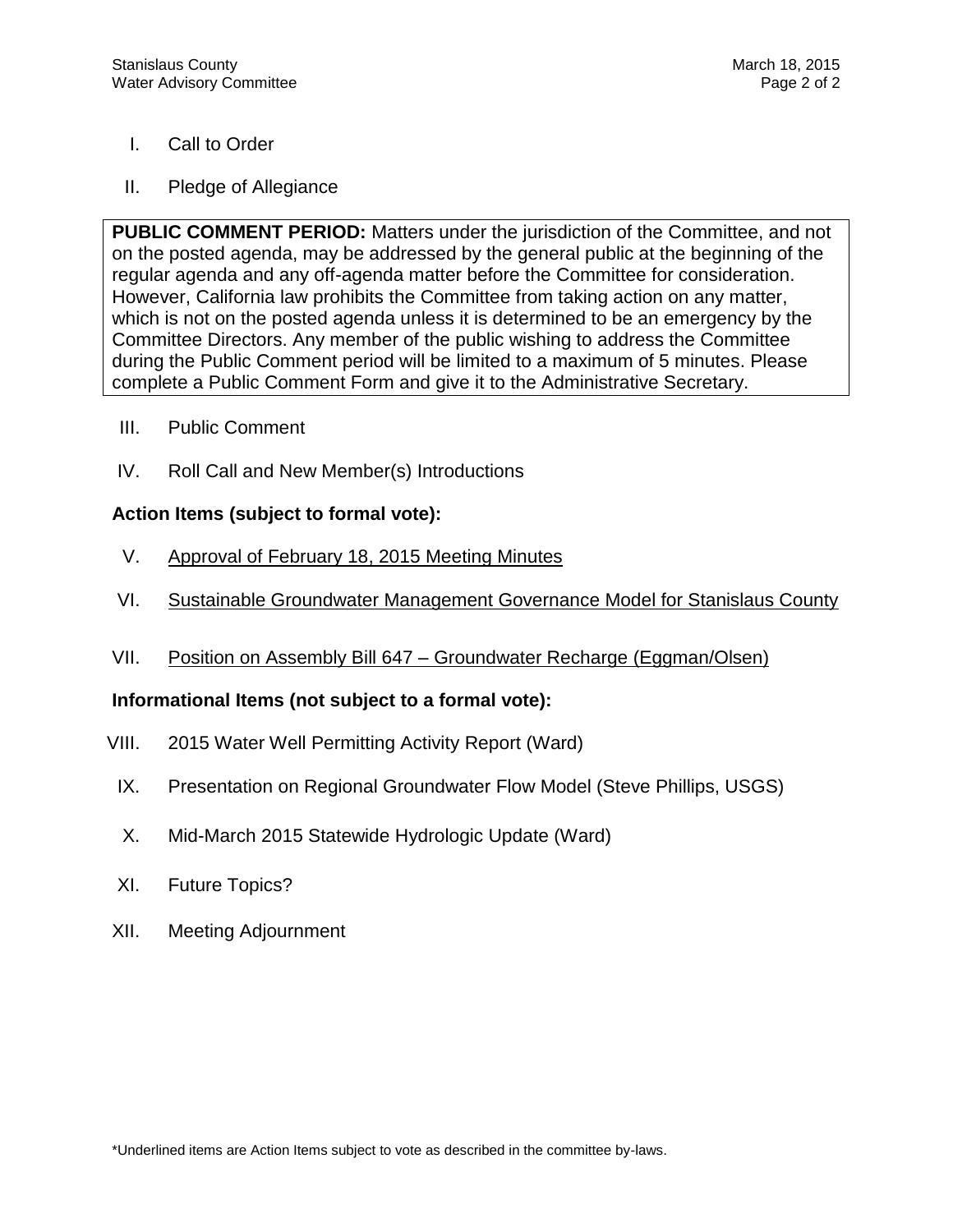I. Call to Order

II. Pledge of Allegiance

**PUBLIC COMMENT PERIOD:** Matters under the jurisdiction of the Committee, and not on the posted agenda, may be addressed by the general public at the beginning of the regular agenda and any off-agenda matter before the Committee for consideration. However, California law prohibits the Committee from taking action on any matter, which is not on the posted agenda unless it is determined to be an emergency by the Committee Directors. Any member of the public wishing to address the Committee during the Public Comment period will be limited to a maximum of 5 minutes. Please complete a Public Comment Form and give it to the Administrative Secretary.

III. Public Comment

IV. Roll Call and New Member(s) Introductions

**Action Items (subject to formal vote):**

V. <u>Approval of February 18, 2015 Meeting Minutes</u>

VI. <u>Sustainable Groundwater Management Governance Model for Stanislaus County</u>

VII. <u>Position on Assembly Bill 647 – Groundwater Recharge (Eggman/Olsen)</u>

**Informational Items (not subject to a formal vote):**

VIII. 2015 Water Well Permitting Activity Report (Ward)

IX. Presentation on Regional Groundwater Flow Model (Steve Phillips, USGS)

X. Mid-March 2015 Statewide Hydrologic Update (Ward)

XI. Future Topics?

XII. Meeting Adjournment

*Underlined items are Action Items subject to vote as described in the committee by-laws.